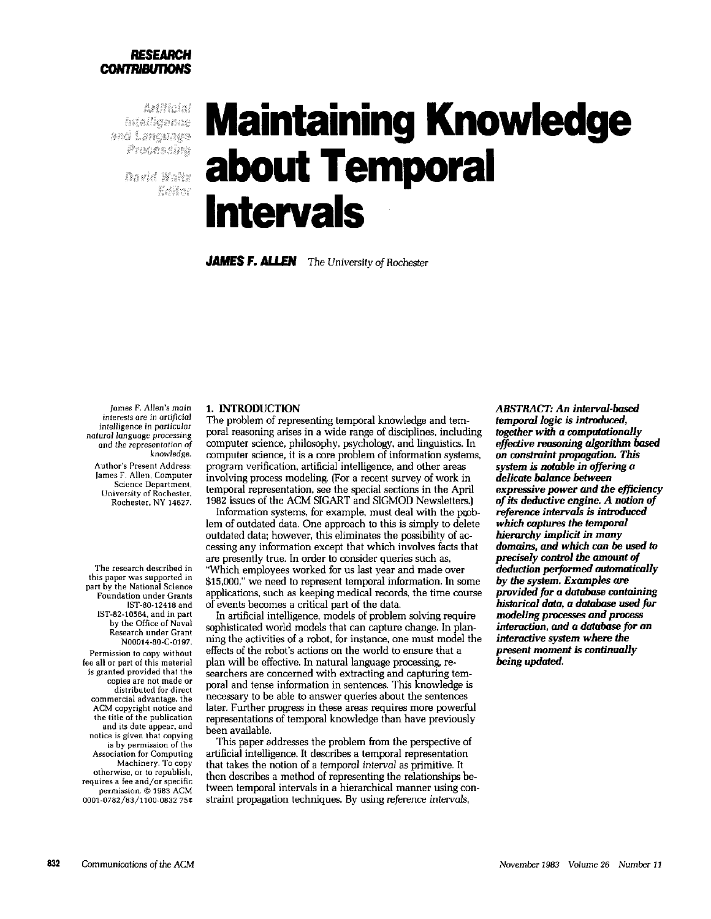**RESEARCH CONTRIBUTIONS**

Artificial Intelligence and Language Processing

David Waltz Editor

# Maintaining Knowledge about Temporal Intervals

**JAMES F. ALLEN** The University of Rochester

*ABSTRACT: An interval-based temporal logic is introduced, together with a computationally effective reasoning algorithm based on constraint propagation. This system is notable in offering a delicate balance between expressive power and the efficiency of its deductive engine. A notion of reference intervals is introduced which captures the temporal hierarchy implicit in many domains, and which can be used to precisely control the amount of deduction performed automatically by the system. Examples are provided for a database containing historical data, a database used for modeling processes and process interaction, and a database for an interactive system where the present moment is continually being updated.*

James F. Allen's main interests are in artificial intelligence in particular natural language processing and the representation of knowledge.

Author's Present Address: James F. Allen, Computer Science Department, University of Rochester, Rochester, NY 14627.

The research described in this paper was supported in part by the National Science Foundation under Grants IST-80-12418 and IST-82-10564, and in part by the Office of Naval Research under Grant N00014-80-C-0197.

Permission to copy without fee all or part of this material is granted provided that the copies are not made or distributed for direct commercial advantage, the ACM copyright notice and the title of the publication and its date appear, and notice is given that copying is by permission of the Association for Computing Machinery. To copy otherwise, or to republish, requires a fee and/or specific permission. © 1983 ACM 0001-0782/83/1100-0832 75¢

## 1. INTRODUCTION

The problem of representing temporal knowledge and temporal reasoning arises in a wide range of disciplines, including computer science, philosophy, psychology, and linguistics. In computer science, it is a core problem of information systems, program verification, artificial intelligence, and other areas involving process modeling. (For a recent survey of work in temporal representation, see the special sections in the April 1982 issues of the ACM SIGART and SIGMOD Newsletters.)

Information systems, for example, must deal with the problem of outdated data. One approach to this is simply to delete outdated data; however, this eliminates the possibility of accessing any information except that which involves facts that are presently true. In order to consider queries such as, "Which employees worked for us last year and made over $15,000," we need to represent temporal information. In some applications, such as keeping medical records, the time course of events becomes a critical part of the data.

In artificial intelligence, models of problem solving require sophisticated world models that can capture change. In planning the activities of a robot, for instance, one must model the effects of the robot's actions on the world to ensure that a plan will be effective. In natural language processing, researchers are concerned with extracting and capturing temporal and tense information in sentences. This knowledge is necessary to be able to answer queries about the sentences later. Further progress in these areas requires more powerful representations of temporal knowledge than have previously been available.

This paper addresses the problem from the perspective of artificial intelligence. It describes a temporal representation that takes the notion of a *temporal interval* as primitive. It then describes a method of representing the relationships between temporal intervals in a hierarchical manner using constraint propagation techniques. By using *reference intervals*,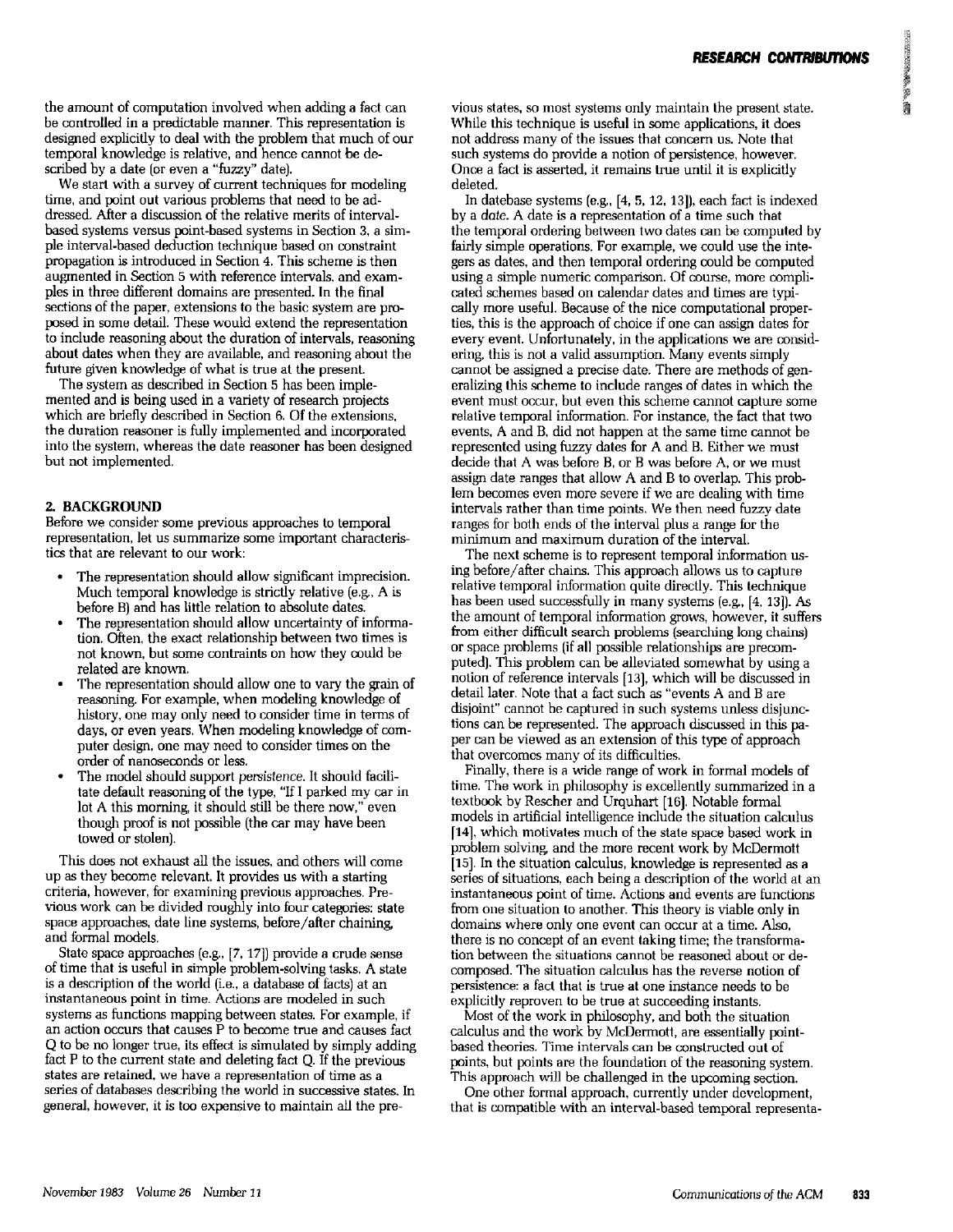the amount of computation involved when adding a fact can be controlled in a predictable manner. This representation is designed explicitly to deal with the problem that much of our temporal knowledge is relative, and hence cannot be described by a date (or even a "fuzzy" date).

We start with a survey of current techniques for modeling time, and point out various problems that need to be addressed. After a discussion of the relative merits of interval-based systems versus point-based systems in Section 3, a simple interval-based deduction technique based on constraint propagation is introduced in Section 4. This scheme is then augmented in Section 5 with reference intervals, and examples in three different domains are presented. In the final sections of the paper, extensions to the basic system are proposed in some detail. These would extend the representation to include reasoning about the duration of intervals, reasoning about dates when they are available, and reasoning about the future given knowledge of what is true at the present.

The system as described in Section 5 has been implemented and is being used in a variety of research projects which are briefly described in Section 6. Of the extensions, the duration reasoner is fully implemented and incorporated into the system, whereas the date reasoner has been designed but not implemented.

## 2. BACKGROUND

Before we consider some previous approaches to temporal representation, let us summarize some important characteristics that are relevant to our work:

- The representation should allow significant imprecision. Much temporal knowledge is strictly relative (e.g., A is before B) and has little relation to absolute dates.
- The representation should allow uncertainty of information. Often, the exact relationship between two times is not known, but some contraints on how they could be related are known.
- The representation should allow one to vary the grain of reasoning. For example, when modeling knowledge of history, one may only need to consider time in terms of days, or even years. When modeling knowledge of computer design, one may need to consider times on the order of nanoseconds or less.
- The model should support *persistence*. It should facilitate default reasoning of the type, "If I parked my car in lot A this morning, it should still be there now," even though proof is not possible (the car may have been towed or stolen).

This does not exhaust all the issues, and others will come up as they become relevant. It provides us with a starting criteria, however, for examining previous approaches. Previous work can be divided roughly into four categories: state space approaches, date line systems, before/after chaining, and formal models.

State space approaches (e.g., [7, 17]) provide a crude sense of time that is useful in simple problem-solving tasks. A state is a description of the world (i.e., a database of facts) at an instantaneous point in time. Actions are modeled in such systems as functions mapping between states. For example, if an action occurs that causes P to become true and causes fact Q to be no longer true, its effect is simulated by simply adding fact P to the current state and deleting fact Q. If the previous states are retained, we have a representation of time as a series of databases describing the world in successive states. In general, however, it is too expensive to maintain all the previous states, so most systems only maintain the present state. While this technique is useful in some applications, it does not address many of the issues that concern us. Note that such systems do provide a notion of persistence, however. Once a fact is asserted, it remains true until it is explicitly deleted.

In datebase systems (e.g., [4, 5, 12, 13]), each fact is indexed by a *date*. A date is a representation of a time such that the temporal ordering between two dates can be computed by fairly simple operations. For example, we could use the integers as dates, and then temporal ordering could be computed using a simple numeric comparison. Of course, more complicated schemes based on calendar dates and times are typically more useful. Because of the nice computational properties, this is the approach of choice if one can assign dates for every event. Unfortunately, in the applications we are considering, this is not a valid assumption. Many events simply cannot be assigned a precise date. There are methods of generalizing this scheme to include ranges of dates in which the event must occur, but even this scheme cannot capture some relative temporal information. For instance, the fact that two events, A and B, did not happen at the same time cannot be represented using fuzzy dates for A and B. Either we must decide that A was before B, or B was before A, or we must assign date ranges that allow A and B to overlap. This problem becomes even more severe if we are dealing with time intervals rather than time points. We then need fuzzy date ranges for both ends of the interval plus a range for the minimum and maximum duration of the interval.

The next scheme is to represent temporal information using before/after chains. This approach allows us to capture relative temporal information quite directly. This technique has been used successfully in many systems (e.g., [4, 13]). As the amount of temporal information grows, however, it suffers from either difficult search problems (searching long chains) or space problems (if all possible relationships are precomputed). This problem can be alleviated somewhat by using a notion of reference intervals [13], which will be discussed in detail later. Note that a fact such as "events A and B are disjoint" cannot be captured in such systems unless disjunctions can be represented. The approach discussed in this paper can be viewed as an extension of this type of approach that overcomes many of its difficulties.

Finally, there is a wide range of work in formal models of time. The work in philosophy is excellently summarized in a textbook by Rescher and Urquhart [16]. Notable formal models in artificial intelligence include the situation calculus [14], which motivates much of the state space based work in problem solving, and the more recent work by McDermott [15]. In the situation calculus, knowledge is represented as a series of situations, each being a description of the world at an instantaneous point of time. Actions and events are functions from one situation to another. This theory is viable only in domains where only one event can occur at a time. Also, there is no concept of an event taking time; the transformation between the situations cannot be reasoned about or decomposed. The situation calculus has the reverse notion of persistence: a fact that is true at one instance needs to be explicitly reproven to be true at succeeding instants.

Most of the work in philosophy, and both the situation calculus and the work by McDermott, are essentially point-based theories. Time intervals can be constructed out of points, but points are the foundation of the reasoning system. This approach will be challenged in the upcoming section.

One other formal approach, currently under development, that is compatible with an interval-based temporal representa-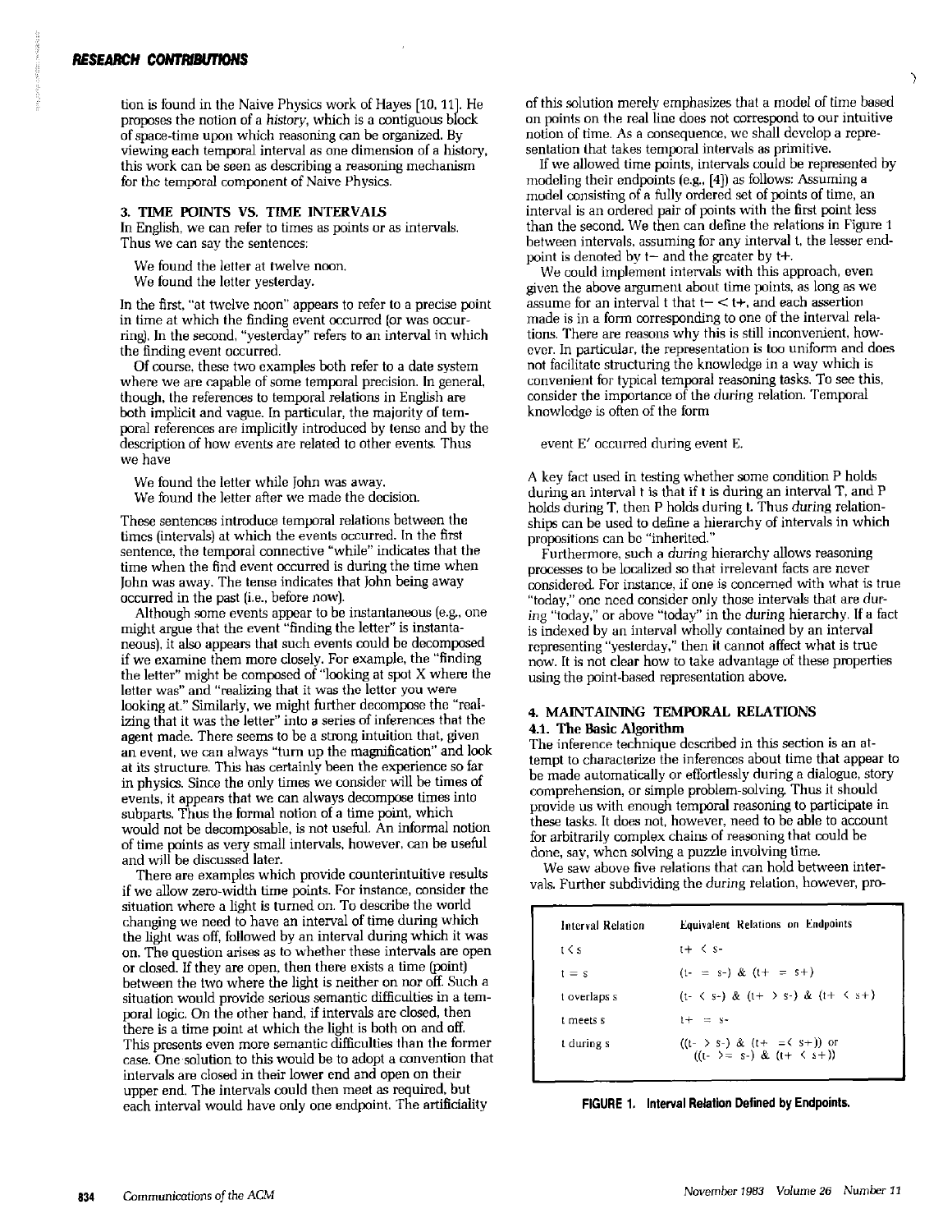tion is found in the Naive Physics work of Hayes [10, 11]. He proposes the notion of a *history*, which is a contiguous block of space-time upon which reasoning can be organized. By viewing each temporal interval as one dimension of a history, this work can be seen as describing a reasoning mechanism for the temporal component of Naive Physics.

## 3. TIME POINTS VS. TIME INTERVALS

In English, we can refer to times as points or as intervals. Thus we can say the sentences:

We found the letter at twelve noon.
We found the letter yesterday.

In the first, "at twelve noon" appears to refer to a precise point in time at which the finding event occurred (or was occurring). In the second, "yesterday" refers to an interval in which the finding event occurred.

Of course, these two examples both refer to a date system where we are capable of some temporal precision. In general, though, the references to temporal relations in English are both implicit and vague. In particular, the majority of temporal references are implicitly introduced by tense and by the description of how events are related to other events. Thus we have

We found the letter while John was away.
We found the letter after we made the decision.

These sentences introduce temporal relations between the times (intervals) at which the events occurred. In the first sentence, the temporal connective "while" indicates that the time when the find event occurred is during the time when John was away. The tense indicates that John being away occurred in the past (i.e., before now).

Although some events appear to be instantaneous (e.g., one might argue that the event "finding the letter" is instantaneous), it also appears that such events could be decomposed if we examine them more closely. For example, the "finding the letter" might be composed of "looking at spot X where the letter was" and "realizing that it was the letter you were looking at." Similarly, we might further decompose the "realizing that it was the letter" into a series of inferences that the agent made. There seems to be a strong intuition that, given an event, we can always "turn up the magnification" and look at its structure. This has certainly been the experience so far in physics. Since the only times we consider will be times of events, it appears that we can always decompose times into subparts. Thus the formal notion of a time point, which would not be decomposable, is not useful. An informal notion of time points as very small intervals, however, can be useful and will be discussed later.

There are examples which provide counterintuitive results if we allow zero-width time points. For instance, consider the situation where a light is turned on. To describe the world changing we need to have an interval of time during which the light was off, followed by an interval during which it was on. The question arises as to whether these intervals are open or closed. If they are open, then there exists a time (point) between the two where the light is neither on nor off. Such a situation would provide serious semantic difficulties in a temporal logic. On the other hand, if intervals are closed, then there is a time point at which the light is both on and off. This presents even more semantic difficulties than the former case. One solution to this would be to adopt a convention that intervals are closed in their lower end and open on their upper end. The intervals could then meet as required, but each interval would have only one endpoint. The artificiality of this solution merely emphasizes that a model of time based on points on the real line does not correspond to our intuitive notion of time. As a consequence, we shall develop a representation that takes temporal intervals as primitive.

If we allowed time points, intervals could be represented by modeling their endpoints (e.g., [4]) as follows: Assuming a model consisting of a fully ordered set of points of time, an interval is an ordered pair of points with the first point less than the second. We then can define the relations in Figure 1 between intervals, assuming for any interval t, the lesser endpoint is denoted by $t-$ and the greater by $t+$.

We could implement intervals with this approach, even given the above argument about time points, as long as we assume for an interval t that $t- < t+$, and each assertion made is in a form corresponding to one of the interval relations. There are reasons why this is still inconvenient, however. In particular, the representation is too uniform and does not facilitate structuring the knowledge in a way which is convenient for typical temporal reasoning tasks. To see this, consider the importance of the *during* relation. Temporal knowledge is often of the form

event E' occurred during event E.

A key fact used in testing whether some condition P holds during an interval t is that if t is during an interval T, and P holds during T, then P holds during t. Thus *during* relationships can be used to define a hierarchy of intervals in which propositions can be "inherited."

Furthermore, such a *during* hierarchy allows reasoning processes to be localized so that irrelevant facts are never considered. For instance, if one is concerned with what is true "today," one need consider only those intervals that are *during* "today," or above "today" in the *during* hierarchy. If a fact is indexed by an interval wholly contained by an interval representing "yesterday," then it cannot affect what is true now. It is not clear how to take advantage of these properties using the point-based representation above.

## 4. MAINTAINING TEMPORAL RELATIONS

### 4.1. The Basic Algorithm

The inference technique described in this section is an attempt to characterize the inferences about time that appear to be made automatically or effortlessly during a dialogue, story comprehension, or simple problem-solving. Thus it should provide us with enough temporal reasoning to participate in these tasks. It does not, however, need to be able to account for arbitrarily complex chains of reasoning that could be done, say, when solving a puzzle involving time.

We saw above five relations that can hold between intervals. Further subdividing the *during* relation, however, pro-

| Interval Relation | Equivalent Relations on Endpoints |
|---|---|
| $t < s$ | $t+ < s-$ |
| $t = s$ | $(t- = s-) \;\&\; (t+ = s+)$ |
| t overlaps s | $(t- < s-) \;\&\; (t+ > s-) \;\&\; (t+ < s+)$ |
| t meets s | $t+ = s-$ |
| t during s | $((t- > s-) \;\&\; (t+ =< s+))$ or $((t- >= s-) \;\&\; (t+ < s+))$ |

**FIGURE 1. Interval Relation Defined by Endpoints.**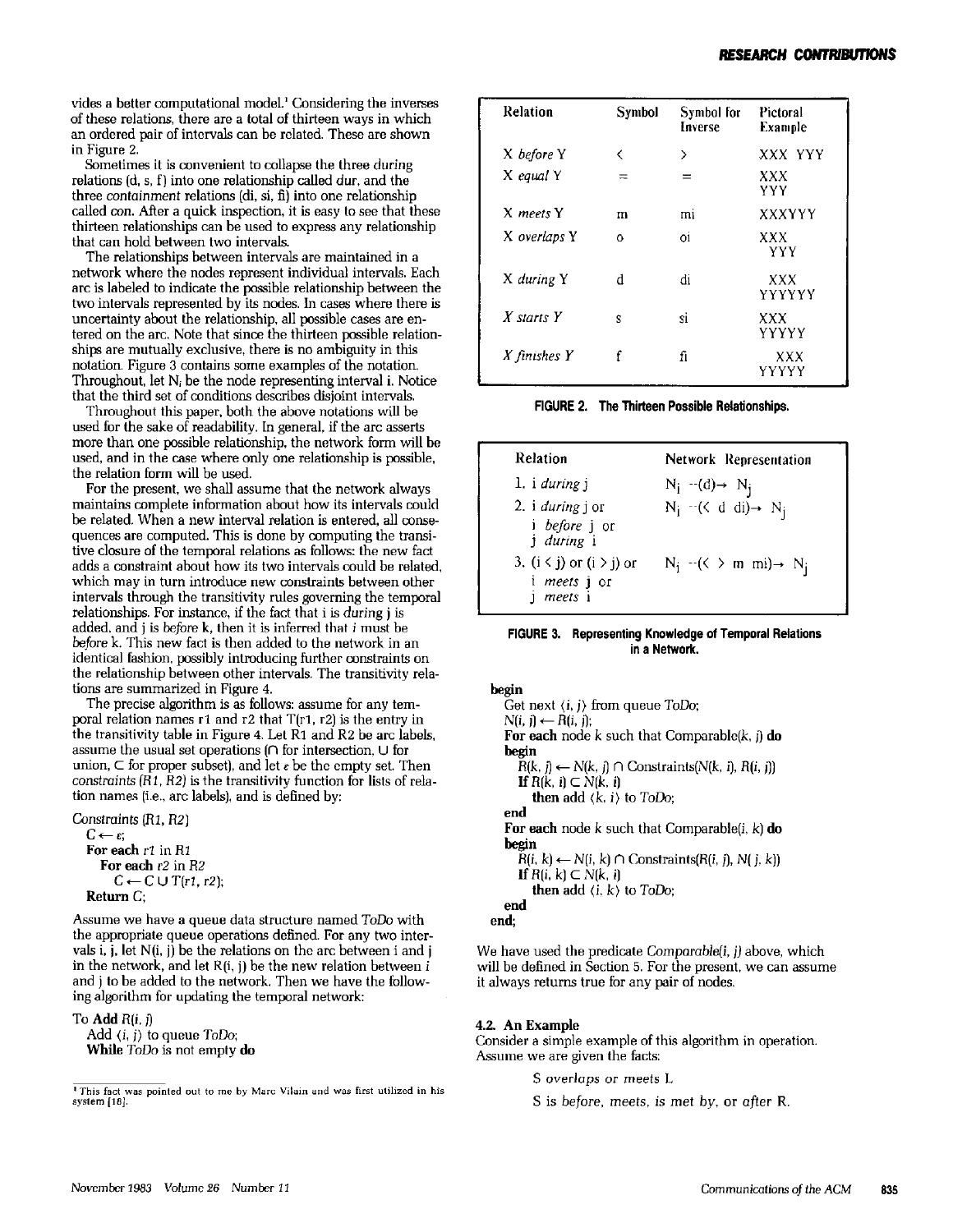vides a better computational model.[1] Considering the inverses of these relations, there are a total of thirteen ways in which an ordered pair of intervals can be related. These are shown in Figure 2.

Sometimes it is convenient to collapse the three during relations (d, s, f) into one relationship called dur, and the three containment relations (di, si, fi) into one relationship called con. After a quick inspection, it is easy to see that these thirteen relationships can be used to express any relationship that can hold between two intervals.

The relationships between intervals are maintained in a network where the nodes represent individual intervals. Each arc is labeled to indicate the possible relationship between the two intervals represented by its nodes. In cases where there is uncertainty about the relationship, all possible cases are entered on the arc. Note that since the thirteen possible relationships are mutually exclusive, there is no ambiguity in this notation. Figure 3 contains some examples of the notation. Throughout, let $N_i$ be the node representing interval i. Notice that the third set of conditions describes disjoint intervals.

Throughout this paper, both the above notations will be used for the sake of readability. In general, if the arc asserts more than one possible relationship, the network form will be used, and in the case where only one relationship is possible, the relation form will be used.

For the present, we shall assume that the network always maintains complete information about how its intervals could be related. When a new interval relation is entered, all consequences are computed. This is done by computing the transitive closure of the temporal relations as follows: the new fact adds a constraint about how its two intervals could be related, which may in turn introduce new constraints between other intervals through the transitivity rules governing the temporal relationships. For instance, if the fact that i is *during* j is added, and j is *before* k, then it is inferred that i must be *before* k. This new fact is then added to the network in an identical fashion, possibly introducing further constraints on the relationship between other intervals. The transitivity relations are summarized in Figure 4.

The precise algorithm is as follows: assume for any temporal relation names r1 and r2 that T(r1, r2) is the entry in the transitivity table in Figure 4. Let R1 and R2 be arc labels, assume the usual set operations (∩ for intersection, ∪ for union, ⊂ for proper subset), and let ε be the empty set. Then *constraints (R1, R2)* is the transitivity function for lists of relation names (i.e., arc labels), and is defined by:

```
Constraints (R1, R2)
  C ← ε;
  For each r1 in R1
    For each r2 in R2
      C ← C ∪ T(r1, r2);
  Return C;
```

Assume we have a queue data structure named *ToDo* with the appropriate queue operations defined. For any two intervals i, j, let N(i, j) be the relations on the arc between i and j in the network, and let R(i, j) be the new relation between i and j to be added to the network. Then we have the following algorithm for updating the temporal network:

```
To Add R(i, j)
  Add ⟨i, j⟩ to queue ToDo;
  While ToDo is not empty do
  begin
    Get next ⟨i, j⟩ from queue ToDo;
    N(i, j) ← R(i, j);
    For each node k such that Comparable(k, j) do
    begin
      R(k, j) ← N(k, j) ∩ Constraints(N(k, i), R(i, j))
      If R(k, i) ⊂ N(k, i)
        then add ⟨k, i⟩ to ToDo;
    end
    For each node k such that Comparable(i, k) do
    begin
      R(i, k) ← N(i, k) ∩ Constraints(R(i, j), N(j, k))
      If R(i, k) ⊂ N(k, i)
        then add ⟨i, k⟩ to ToDo;
    end
  end;
```

We have used the predicate *Comparable(i, j)* above, which will be defined in Section 5. For the present, we can assume it always returns true for any pair of nodes.

[1] This fact was pointed out to me by Marc Vilain and was first utilized in his system [18].

| Relation | Symbol | Symbol for Inverse | Pictoral Example |
|---|---|---|---|
| X *before* Y | < | > | XXX YYY |
| X *equal* Y | = | = | XXX<br>YYY |
| X *meets* Y | m | mi | XXXYYY |
| X *overlaps* Y | o | oi | XXX<br>&nbsp;&nbsp;YYY |
| X *during* Y | d | di | &nbsp;&nbsp;XXX<br>YYYYYY |
| X *starts* Y | s | si | XXX<br>YYYYY |
| X *finishes* Y | f | fi | &nbsp;&nbsp;XXX<br>YYYYY |

**FIGURE 2. The Thirteen Possible Relationships.**

| Relation | Network Representation |
|---|---|
| 1. i *during* j | $N_i$ --(d)→ $N_j$ |
| 2. i *during* j or<br>i *before* j or<br>j *during* i | $N_i$ --(< d di)→ $N_j$ |
| 3. (i < j) or (i > j) or<br>i *meets* j or<br>j *meets* i | $N_i$ --(< > m mi)→ $N_j$ |

**FIGURE 3. Representing Knowledge of Temporal Relations in a Network.**

### 4.2. An Example

Consider a simple example of this algorithm in operation. Assume we are given the facts:

S *overlaps* or *meets* L

S is *before*, *meets*, *is met by*, or *after* R.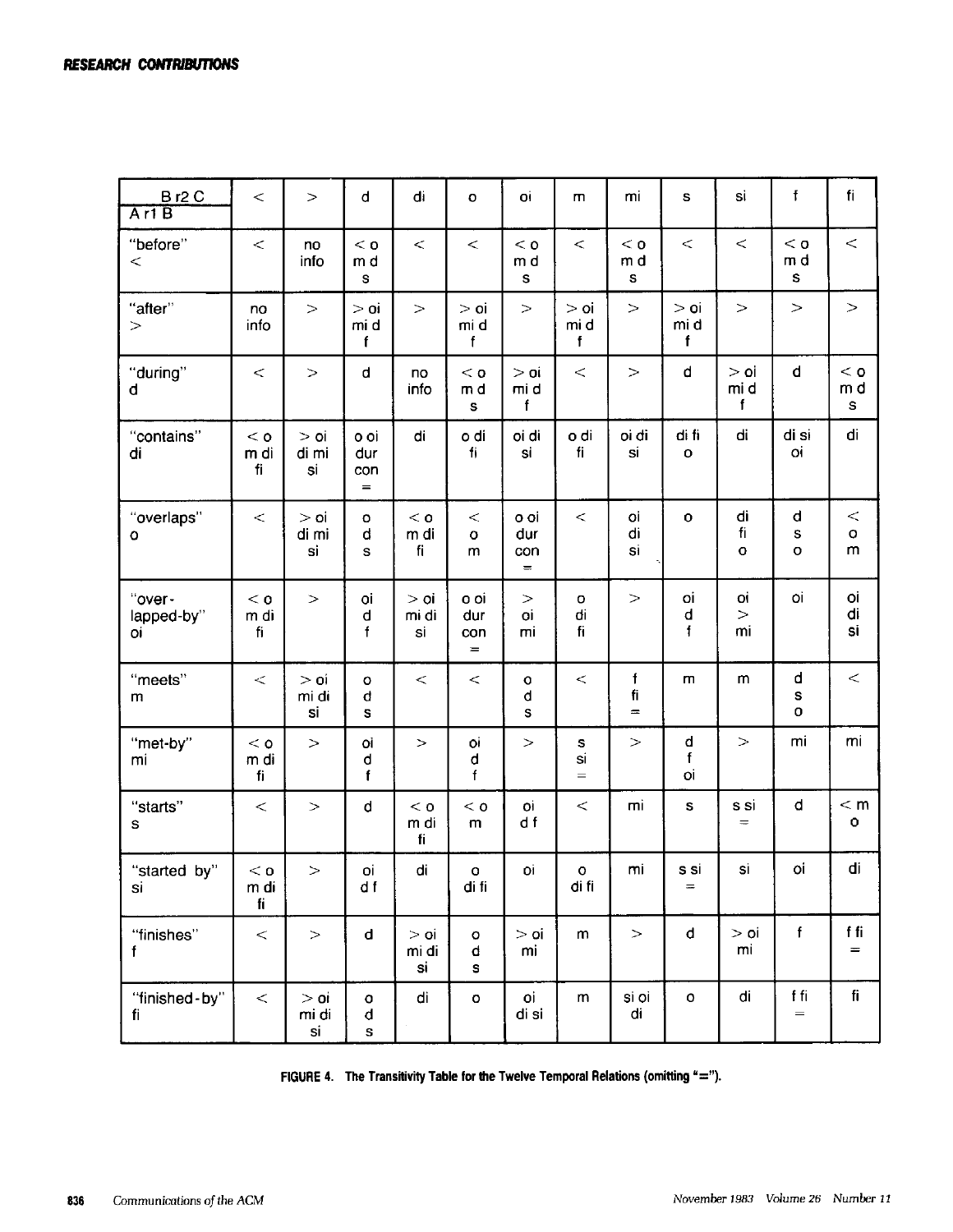| B r2 C / A r1 B | < | > | d | di | o | oi | m | mi | s | si | f | fi |
|---|---|---|---|---|---|---|---|---|---|---|---|---|
| "before" < | < | no info | < o m d s | < | < | < o m d s | < | < o m d s | < | < | < o m d s | < |
| "after" > | no info | > | > oi mi d f | > | > oi mi d f | > | > oi mi d f | > | > oi mi d f | > | > | > |
| "during" d | < | > | d | no info | < o m d s | > oi mi d f | < | > | d | > oi mi d f | d | < o m d s |
| "contains" di | < o m di fi | > oi di mi si | o oi dur con = | di | o di fi | oi di si | o di fi | oi di si | di fi o | di | di si oi | di |
| "overlaps" o | < | > oi di mi si | o d s | < o m di fi | < o m | o oi dur con = | < | oi di si | o | di fi o | d s o | < o m |
| "over-lapped-by" oi | < o m di fi | > | oi d f | > oi mi di si | o oi dur con = | > oi mi | o di fi | > | oi d f | oi > mi | oi | oi di si |
| "meets" m | < | > oi mi di si | o d s | < | < | o d s | < | f fi = | m | m | d s o | < |
| "met-by" mi | < o m di fi | > | oi d f | > | oi d f | > | s si = | > | d f oi | > | mi | mi |
| "starts" s | < | > | d | < o m di fi | < o m | oi d f | < | mi | s | s si = | d | < m o |
| "started by" si | < o m di fi | > | oi d f | di | o di fi | oi | o di fi | mi | s si = | si | oi | di |
| "finishes" f | < | > | d | > oi mi di si | o d s | > oi mi | m | > | d | > oi mi | f | f fi = |
| "finished-by" fi | < | > oi mi di si | o d s | di | o | oi di si | m | si oi di | o | di | f fi = | fi |

**FIGURE 4. The Transitivity Table for the Twelve Temporal Relations (omitting "=").**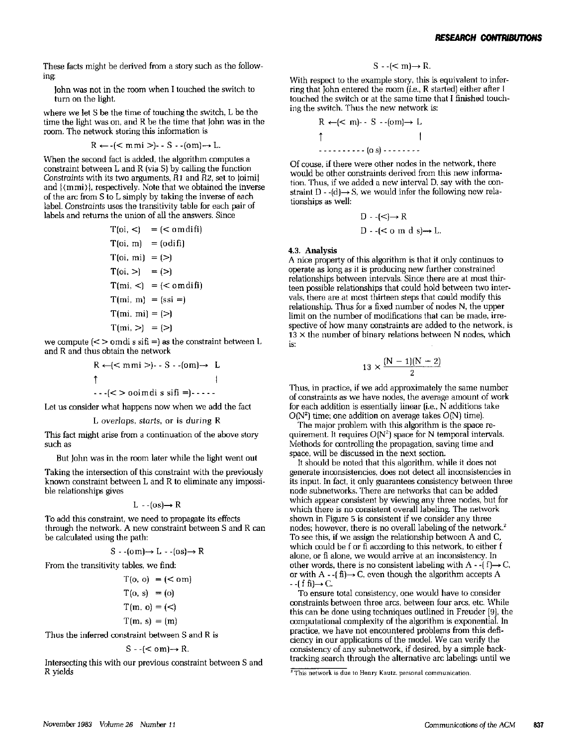These facts might be derived from a story such as the following:

John was not in the room when I touched the switch to turn on the light.

where we let S be the time of touching the switch, L be the time the light was on, and R be the time that John was in the room. The network storing this information is

R ←-(< m mi >)- - S - -(om)→ L.

When the second fact is added, the algorithm computes a constraint between L and R (via S) by calling the function *Constraints* with its two arguments, *R1* and *R2*, set to {oimi} and {(mmi)}, respectively. Note that we obtained the inverse of the arc from S to L simply by taking the inverse of each label. *Constraints* uses the transitivity table for each pair of labels and returns the union of all the answers. Since

T(oi, <) = (< omdifi)
T(oi, m) = (odifi)
T(oi, mi) = (>)
T(oi, >) = (>)
T(mi, <) = (< omdifi)
T(mi, m) = (ssi =)
T(mi, mi) = (>)
T(mi, >) = (>)

we compute (< > omdi s sifi =) as the constraint between L and R and thus obtain the network

```
R ←-(< m mi >)- - S - -(om)→ L
↑                            |
- - -(< > ooimdi s sifi =)- - - - -
```

Let us consider what happens now when we add the fact

L *overlaps*, *starts*, or is *during* R

This fact might arise from a continuation of the above story such as

But John was in the room later while the light went out

Taking the intersection of this constraint with the previously known constraint between L and R to eliminate any impossible relationships gives

L - -(os)→ R

To add this constraint, we need to propagate its effects through the network. A new constraint between S and R can be calculated using the path:

S - -(om)→ L - -(os)→ R

From the transitivity tables, we find:

T(o, o) = (< om)
T(o, s) = (o)
T(m, o) = (<)
T(m, s) = (m)

Thus the inferred constraint between S and R is

S - -(< om)→ R.

Intersecting this with our previous constraint between S and R yields

S - -(< m)→ R.

With respect to the example story, this is equivalent to inferring that John entered the room (i.e., R started) either after I touched the switch or at the same time that I finished touching the switch. Thus the new network is:

```
R ←-(< m)- - S - -(om)→ L
↑                       |
- - - - - - - - - - (o s) - - - - - - - -
```

Of couse, if there were other nodes in the network, there would be other constraints derived from this new information. Thus, if we added a new interval D, say with the constraint D - -(d)→ S, we would infer the following new relationships as well:

D - -(<)→ R
D - -(< o m d s)→ L.

### 4.3. Analysis

A nice property of this algorithm is that it only continues to operate as long as it is producing new further constrained relationships between intervals. Since there are at most thirteen possible relationships that could hold between two intervals, there are at most thirteen steps that could modify this relationship. Thus for a fixed number of nodes N, the upper limit on the number of modifications that can be made, irrespective of how many constraints are added to the network, is 13 × the number of binary relations between N nodes, which is:

$$13 \times \frac{(N-1)(N-2)}{2}$$

Thus, in practice, if we add approximately the same number of constraints as we have nodes, the average amount of work for each addition is essentially linear (i.e., N additions take $O(N^2)$ time; one addition on average takes $O(N)$ time).

The major problem with this algorithm is the space requirement. It requires $O(N^2)$ space for N temporal intervals. Methods for controlling the propagation, saving time and space, will be discussed in the next section.

It should be noted that this algorithm, while it does not generate inconsistencies, does not detect all inconsistencies in its input. In fact, it only guarantees consistency between three node subnetworks. There are networks that can be added which appear consistent by viewing any three nodes, but for which there is no consistent overall labeling. The network shown in Figure 5 is consistent if we consider any three nodes; however, there is no overall labeling of the network.[2] To see this, if we assign the relationship between A and C, which could be f or fi according to this network, to either f alone, or fi alone, we would arrive at an inconsistency. In other words, there is no consistent labeling with A - -( f)→ C, or with A - -( fi)→ C, even though the algorithm accepts A - -( f fi)→ C.

To ensure total consistency, one would have to consider constraints between three arcs, between four arcs, etc. While this can be done using techniques outlined in Freuder [9], the computational complexity of the algorithm is exponential. In practice, we have not encountered problems from this deficiency in our applications of the model. We can verify the consistency of any subnetwork, if desired, by a simple backtracking search through the alternative arc labelings until we

[2] This network is due to Henry Kautz, personal communication.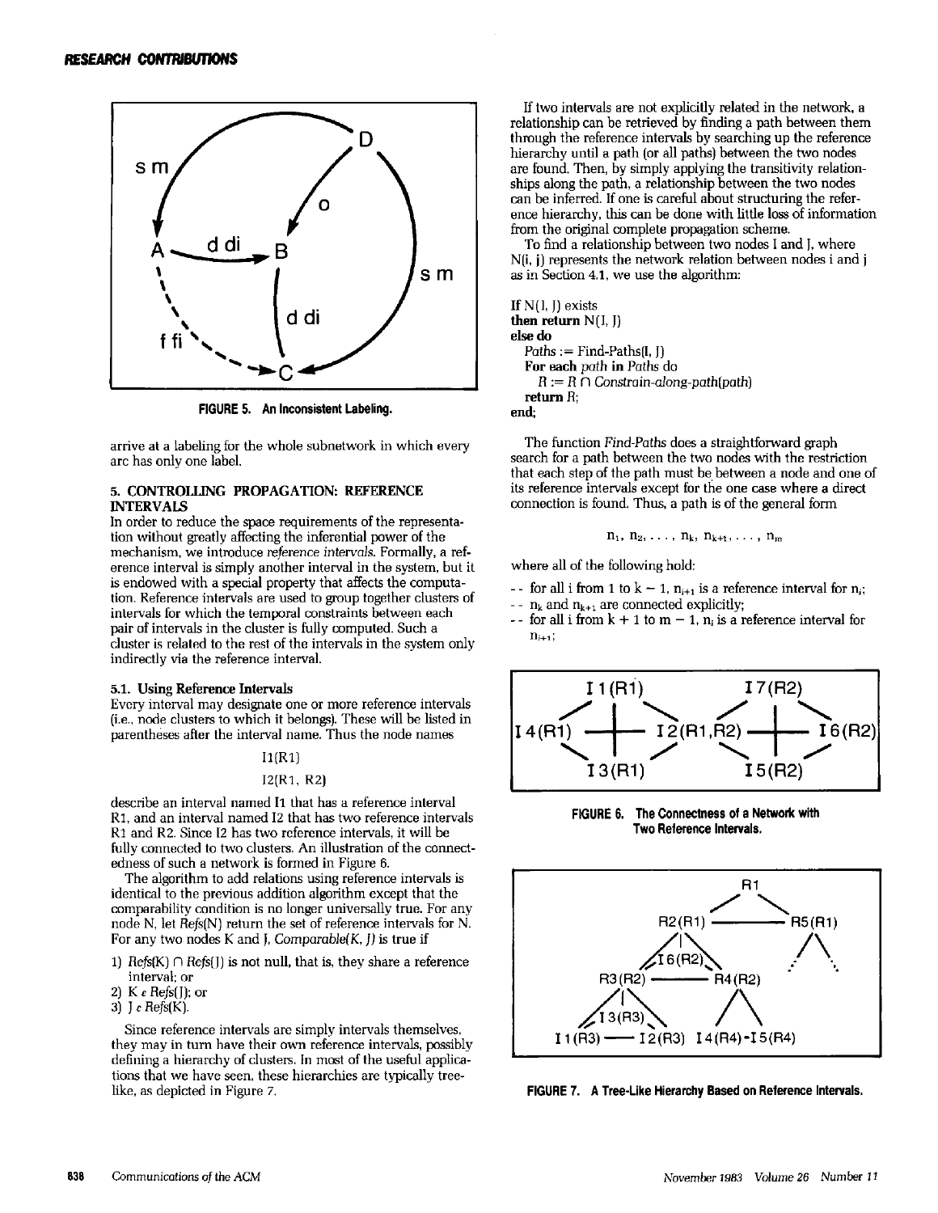FIGURE 5. An Inconsistent Labeling.

arrive at a labeling for the whole subnetwork in which every arc has only one label.

## 5. CONTROLLING PROPAGATION: REFERENCE INTERVALS

In order to reduce the space requirements of the representation without greatly affecting the inferential power of the mechanism, we introduce *reference intervals*. Formally, a reference interval is simply another interval in the system, but it is endowed with a special property that affects the computation. Reference intervals are used to group together clusters of intervals for which the temporal constraints between each pair of intervals in the cluster is fully computed. Such a cluster is related to the rest of the intervals in the system only indirectly via the reference interval.

### 5.1. Using Reference Intervals

Every interval may designate one or more reference intervals (i.e., node clusters to which it belongs). These will be listed in parentheses after the interval name. Thus the node names

I1(R1)

I2(R1, R2)

describe an interval named I1 that has a reference interval R1, and an interval named I2 that has two reference intervals R1 and R2. Since I2 has two reference intervals, it will be fully connected to two clusters. An illustration of the connectedness of such a network is formed in Figure 6.

The algorithm to add relations using reference intervals is identical to the previous addition algorithm except that the comparability condition is no longer universally true. For any node N, let *Refs*(N) return the set of reference intervals for N. For any two nodes K and J, *Comparable(K, J)* is true if

1) *Refs*(K) ∩ *Refs*(J) is not null, that is, they share a reference interval; or
2) K ∈ *Refs*(J); or
3) J ∈ *Refs*(K).

Since reference intervals are simply intervals themselves, they may in turn have their own reference intervals, possibly defining a hierarchy of clusters. In most of the useful applications that we have seen, these hierarchies are typically tree-like, as depicted in Figure 7.

If two intervals are not explicitly related in the network, a relationship can be retrieved by finding a path between them through the reference intervals by searching up the reference hierarchy until a path (or all paths) between the two nodes are found. Then, by simply applying the transitivity relationships along the path, a relationship between the two nodes can be inferred. If one is careful about structuring the reference hierarchy, this can be done with little loss of information from the original complete propagation scheme.

To find a relationship between two nodes I and J, where N(i, j) represents the network relation between nodes i and j as in Section 4.1, we use the algorithm:

```
If N(I, J) exists
then return N(I, J)
else do
   Paths := Find-Paths(I, J)
   For each path in Paths do
      R := R ∩ Constrain-along-path(path)
   return R;
end;
```

The function *Find-Paths* does a straightforward graph search for a path between the two nodes with the restriction that each step of the path must be between a node and one of its reference intervals except for the one case where a direct connection is found. Thus, a path is of the general form

$$n_1, n_2, \ldots, n_k, n_{k+1}, \ldots, n_m$$

where all of the following hold:

- for all i from 1 to $k - 1$, $n_{i+1}$ is a reference interval for $n_i$;
- $n_k$ and $n_{k+1}$ are connected explicitly;
- for all i from $k + 1$ to $m - 1$, $n_i$ is a reference interval for $n_{i+1}$;

FIGURE 6. The Connectness of a Network with Two Reference Intervals.

FIGURE 7. A Tree-Like Hierarchy Based on Reference Intervals.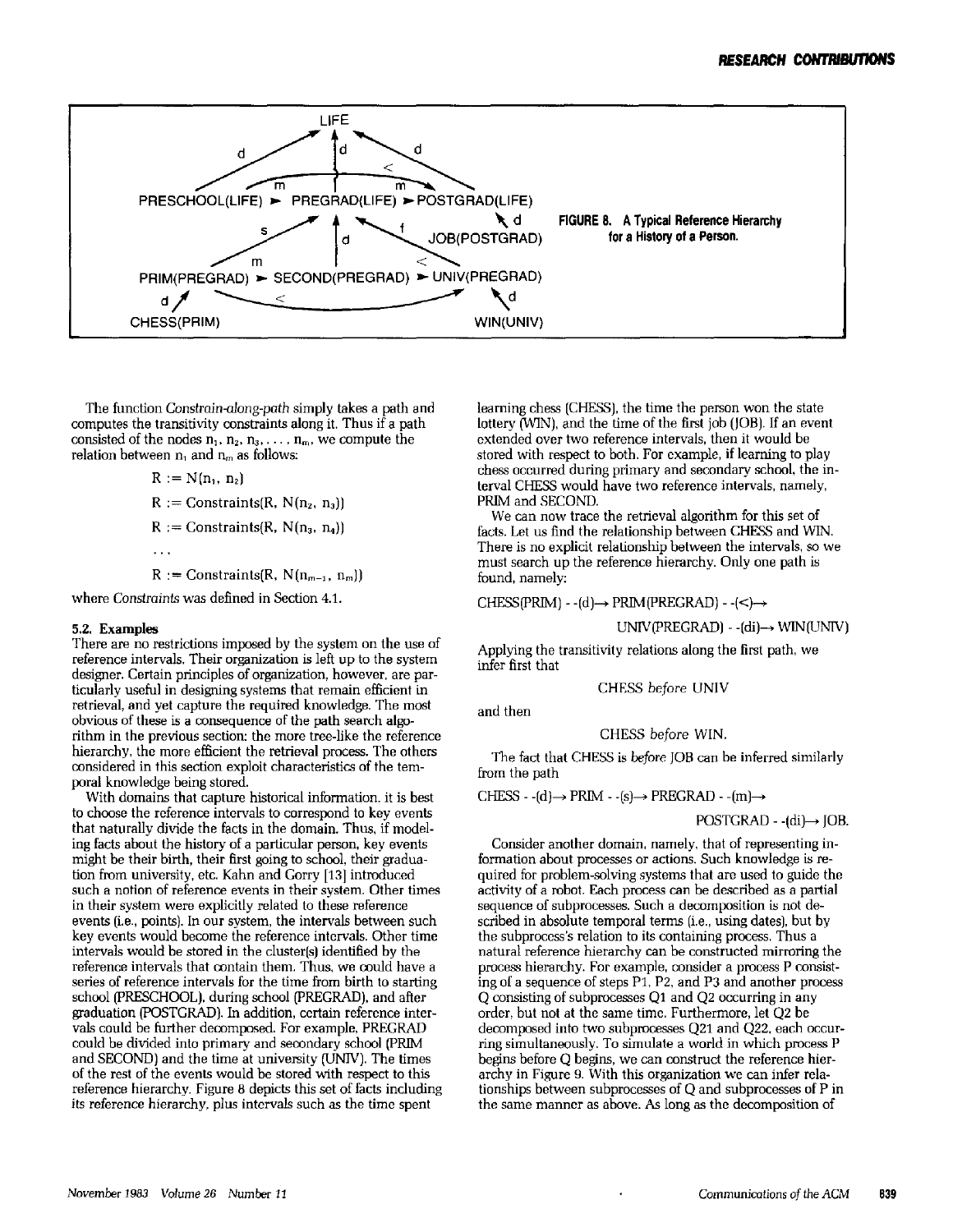FIGURE 8. A Typical Reference Hierarchy for a History of a Person.

The function *Constrain-along-path* simply takes a path and computes the transitivity constraints along it. Thus if a path consisted of the nodes $n_1, n_2, n_3, \ldots, n_m$, we compute the relation between $n_1$ and $n_m$ as follows:

$$R := N(n_1, n_2)$$

$$R := \text{Constraints}(R, N(n_2, n_3))$$

$$R := \text{Constraints}(R, N(n_3, n_4))$$

$$\ldots$$

$$R := \text{Constraints}(R, N(n_{m-1}, n_m))$$

where *Constraints* was defined in Section 4.1.

### 5.2. Examples

There are no restrictions imposed by the system on the use of reference intervals. Their organization is left up to the system designer. Certain principles of organization, however, are particularly useful in designing systems that remain efficient in retrieval, and yet capture the required knowledge. The most obvious of these is a consequence of the path search algorithm in the previous section: the more tree-like the reference hierarchy, the more efficient the retrieval process. The others considered in this section exploit characteristics of the temporal knowledge being stored.

With domains that capture historical information, it is best to choose the reference intervals to correspond to key events that naturally divide the facts in the domain. Thus, if modeling facts about the history of a particular person, key events might be their birth, their first going to school, their graduation from university, etc. Kahn and Gorry [13] introduced such a notion of reference events in their system. Other times in their system were explicitly related to these reference events (i.e., points). In our system, the intervals between such key events would become the reference intervals. Other time intervals would be stored in the cluster(s) identified by the reference intervals that contain them. Thus, we could have a series of reference intervals for the time from birth to starting school (PRESCHOOL), during school (PREGRAD), and after graduation (POSTGRAD). In addition, certain reference intervals could be further decomposed. For example, PREGRAD could be divided into primary and secondary school (PRIM and SECOND) and the time at university (UNIV). The times of the rest of the events would be stored with respect to this reference hierarchy. Figure 8 depicts this set of facts including its reference hierarchy, plus intervals such as the time spent learning chess (CHESS), the time the person won the state lottery (WIN), and the time of the first job (JOB). If an event extended over two reference intervals, then it would be stored with respect to both. For example, if learning to play chess occurred during primary and secondary school, the interval CHESS would have two reference intervals, namely, PRIM and SECOND.

We can now trace the retrieval algorithm for this set of facts. Let us find the relationship between CHESS and WIN. There is no explicit relationship between the intervals, so we must search up the reference hierarchy. Only one path is found, namely:

CHESS(PRIM) - -(d)→ PRIM(PREGRAD) - -(<)→ UNIV(PREGRAD) - -(di)→ WIN(UNIV)

Applying the transitivity relations along the first path, we infer first that

CHESS *before* UNIV

and then

CHESS *before* WIN.

The fact that CHESS is *before* JOB can be inferred similarly from the path

CHESS - -(d)→ PRIM - -(s)→ PREGRAD - -(m)→ POSTGRAD - -(di)→ JOB.

Consider another domain, namely, that of representing information about processes or actions. Such knowledge is required for problem-solving systems that are used to guide the activity of a robot. Each process can be described as a partial sequence of subprocesses. Such a decomposition is not described in absolute temporal terms (i.e., using dates), but by the subprocess's relation to its containing process. Thus a natural reference hierarchy can be constructed mirroring the process hierarchy. For example, consider a process P consisting of a sequence of steps P1, P2, and P3 and another process Q consisting of subprocesses Q1 and Q2 occurring in any order, but not at the same time. Furthermore, let Q2 be decomposed into two subprocesses Q21 and Q22, each occurring simultaneously. To simulate a world in which process P begins before Q begins, we can construct the reference hierarchy in Figure 9. With this organization we can infer relationships between subprocesses of Q and subprocesses of P in the same manner as above. As long as the decomposition of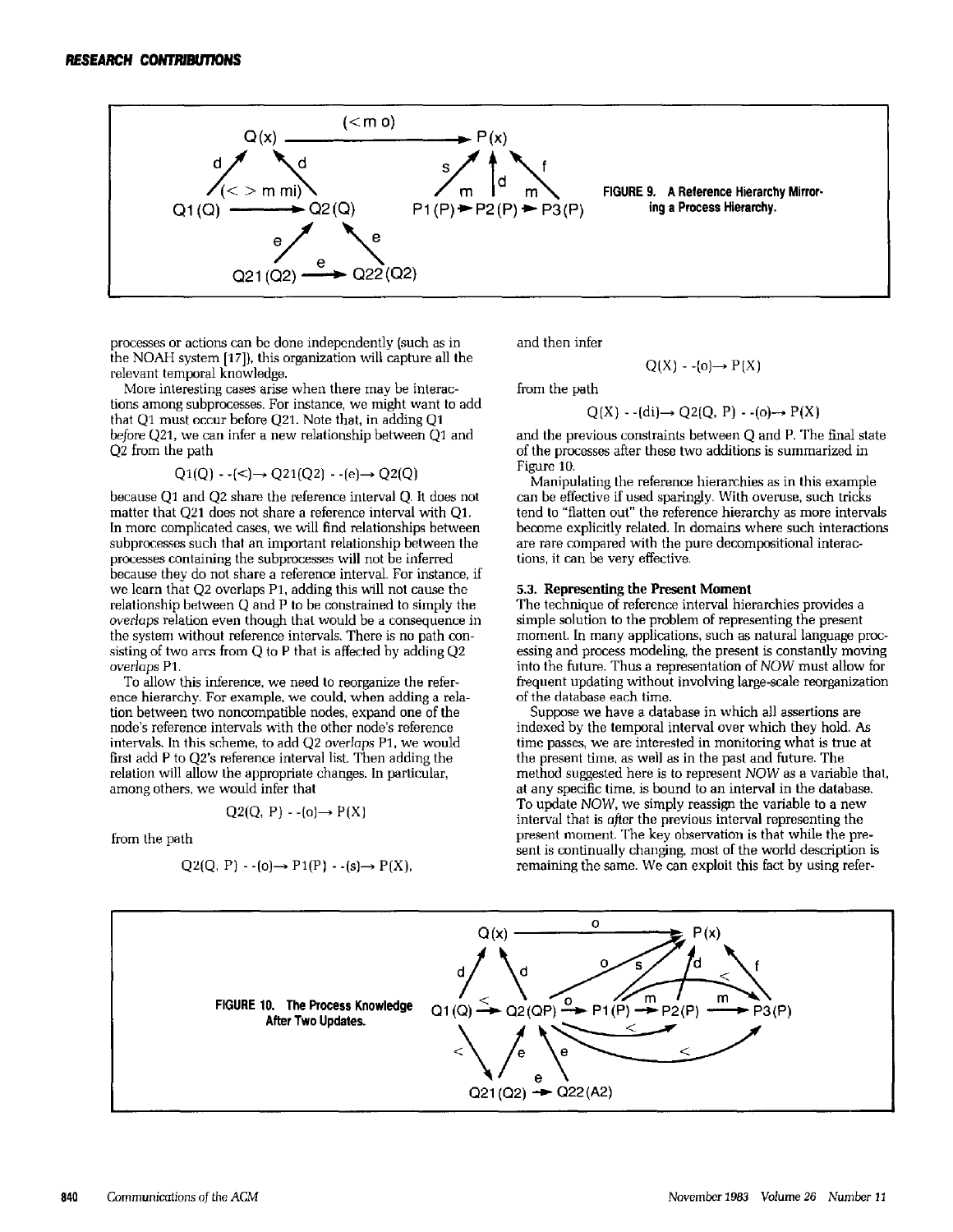FIGURE 9. A Reference Hierarchy Mirroring a Process Hierarchy.

processes or actions can be done independently (such as in the NOAH system [17]), this organization will capture all the relevant temporal knowledge.

More interesting cases arise when there may be interactions among subprocesses. For instance, we might want to add that Q1 must occur before Q21. Note that, in adding Q1 *before* Q21, we can infer a new relationship between Q1 and Q2 from the path

$$Q1(Q) \text{ --(<)→ } Q21(Q2) \text{ --(e)→ } Q2(Q)$$

because Q1 and Q2 share the reference interval Q. It does not matter that Q21 does not share a reference interval with Q1. In more complicated cases, we will find relationships between subprocesses such that an important relationship between the processes containing the subprocesses will not be inferred because they do not share a reference interval. For instance, if we learn that Q2 overlaps P1, adding this will not cause the relationship between Q and P to be constrained to simply the *overlaps* relation even though that would be a consequence in the system without reference intervals. There is no path consisting of two arcs from Q to P that is affected by adding Q2 *overlaps* P1.

To allow this inference, we need to reorganize the reference hierarchy. For example, we could, when adding a relation between two noncompatible nodes, expand one of the node's reference intervals with the other node's reference intervals. In this scheme, to add Q2 *overlaps* P1, we would first add P to Q2's reference interval list. Then adding the relation will allow the appropriate changes. In particular, among others, we would infer that

$$Q2(Q, P) \text{ --(o)→ } P(X)$$

from the path

$$Q2(Q, P) \text{ --(o)→ } P1(P) \text{ --(s)→ } P(X),$$

and then infer

$$Q(X) \text{ --(o)→ } P(X)$$

from the path

$$Q(X) \text{ --(di)→ } Q2(Q, P) \text{ --(o)→ } P(X)$$

and the previous constraints between Q and P. The final state of the processes after these two additions is summarized in Figure 10.

Manipulating the reference hierarchies as in this example can be effective if used sparingly. With overuse, such tricks tend to "flatten out" the reference hierarchy as more intervals become explicitly related. In domains where such interactions are rare compared with the pure decompositional interactions, it can be very effective.

### 5.3. Representing the Present Moment

The technique of reference interval hierarchies provides a simple solution to the problem of representing the present moment. In many applications, such as natural language processing and process modeling, the present is constantly moving into the future. Thus a representation of *NOW* must allow for frequent updating without involving large-scale reorganization of the database each time.

Suppose we have a database in which all assertions are indexed by the temporal interval over which they hold. As time passes, we are interested in monitoring what is true at the present time, as well as in the past and future. The method suggested here is to represent *NOW* as a variable that, at any specific time, is bound to an interval in the database. To update *NOW*, we simply reassign the variable to a new interval that is *after* the previous interval representing the present moment. The key observation is that while the present is continually changing, most of the world description is remaining the same. We can exploit this fact by using refer-

FIGURE 10. The Process Knowledge After Two Updates.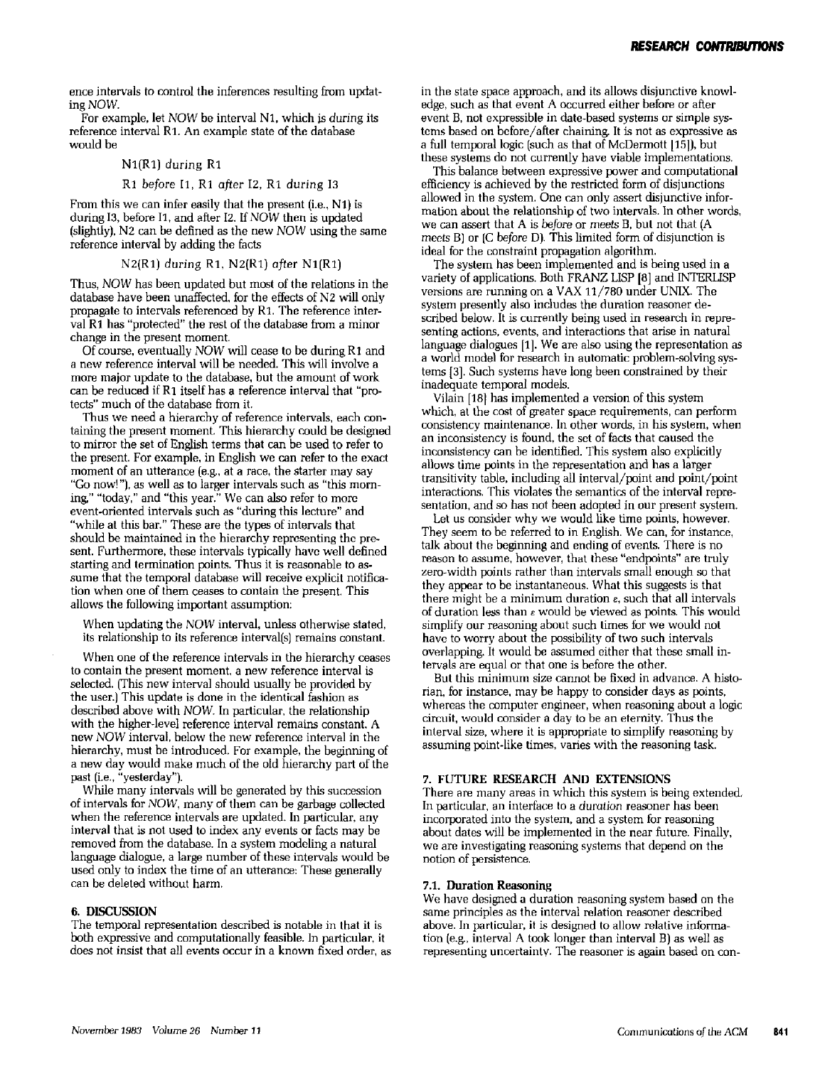ence intervals to control the inferences resulting from updating *NOW*.

For example, let *NOW* be interval N1, which is *during* its reference interval R1. An example state of the database would be

N1(R1) *during* R1

R1 *before* I1, R1 *after* I2, R1 *during* I3

From this we can infer easily that the present (i.e., N1) is during I3, before I1, and after I2. If *NOW* then is updated (slightly), N2 can be defined as the new *NOW* using the same reference interval by adding the facts

N2(R1) *during* R1, N2(R1) *after* N1(R1)

Thus, *NOW* has been updated but most of the relations in the database have been unaffected, for the effects of N2 will only propagate to intervals referenced by R1. The reference interval R1 has "protected" the rest of the database from a minor change in the present moment.

Of course, eventually *NOW* will cease to be during R1 and a new reference interval will be needed. This will involve a more major update to the database, but the amount of work can be reduced if R1 itself has a reference interval that "protects" much of the database from it.

Thus we need a hierarchy of reference intervals, each containing the present moment. This hierarchy could be designed to mirror the set of English terms that can be used to refer to the present. For example, in English we can refer to the exact moment of an utterance (e.g., at a race, the starter may say "Go now!"), as well as to larger intervals such as "this morning," "today," and "this year." We can also refer to more event-oriented intervals such as "during this lecture" and "while at this bar." These are the types of intervals that should be maintained in the hierarchy representing the present. Furthermore, these intervals typically have well defined starting and termination points. Thus it is reasonable to assume that the temporal database will receive explicit notification when one of them ceases to contain the present. This allows the following important assumption:

> When updating the *NOW* interval, unless otherwise stated, its relationship to its reference interval(s) remains constant.

When one of the reference intervals in the hierarchy ceases to contain the present moment, a new reference interval is selected. (This new interval should usually be provided by the user.) This update is done in the identical fashion as described above with *NOW*. In particular, the relationship with the higher-level reference interval remains constant. A new *NOW* interval, below the new reference interval in the hierarchy, must be introduced. For example, the beginning of a new day would make much of the old hierarchy part of the past (i.e., "yesterday").

While many intervals will be generated by this succession of intervals for *NOW*, many of them can be garbage collected when the reference intervals are updated. In particular, any interval that is not used to index any events or facts may be removed from the database. In a system modeling a natural language dialogue, a large number of these intervals would be used only to index the time of an utterance: These generally can be deleted without harm.

## 6. DISCUSSION

The temporal representation described is notable in that it is both expressive and computationally feasible. In particular, it does not insist that all events occur in a known fixed order, as in the state space approach, and its allows disjunctive knowledge, such as that event A occurred either before or after event B, not expressible in date-based systems or simple systems based on before/after chaining. It is not as expressive as a full temporal logic (such as that of McDermott [15]), but these systems do not currently have viable implementations.

This balance between expressive power and computational efficiency is achieved by the restricted form of disjunctions allowed in the system. One can only assert disjunctive information about the relationship of two intervals. In other words, we can assert that A is *before* or *meets* B, but not that (A *meets* B) or (C *before* D). This limited form of disjunction is ideal for the constraint propagation algorithm.

The system has been implemented and is being used in a variety of applications. Both FRANZ LISP [8] and INTERLISP versions are running on a VAX 11/780 under UNIX. The system presently also includes the duration reasoner described below. It is currently being used in research in representing actions, events, and interactions that arise in natural language dialogues [1]. We are also using the representation as a world model for research in automatic problem-solving systems [3]. Such systems have long been constrained by their inadequate temporal models.

Vilain [18] has implemented a version of this system which, at the cost of greater space requirements, can perform consistency maintenance. In other words, in his system, when an inconsistency is found, the set of facts that caused the inconsistency can be identified. This system also explicitly allows time points in the representation and has a larger transitivity table, including all interval/point and point/point interactions. This violates the semantics of the interval representation, and so has not been adopted in our present system.

Let us consider why we would like time points, however. They seem to be referred to in English. We can, for instance, talk about the beginning and ending of events. There is no reason to assume, however, that these "endpoints" are truly zero-width points rather than intervals small enough so that they appear to be instantaneous. What this suggests is that there might be a minimum duration $\varepsilon$, such that all intervals of duration less than $\varepsilon$ would be viewed as points. This would simplify our reasoning about such times for we would not have to worry about the possibility of two such intervals overlapping. It would be assumed either that these small intervals are equal or that one is before the other.

But this minimum size cannot be fixed in advance. A historian, for instance, may be happy to consider days as points, whereas the computer engineer, when reasoning about a logic circuit, would consider a day to be an eternity. Thus the interval size, where it is appropriate to simplify reasoning by assuming point-like times, varies with the reasoning task.

## 7. FUTURE RESEARCH AND EXTENSIONS

There are many areas in which this system is being extended. In particular, an interface to a *duration* reasoner has been incorporated into the system, and a system for reasoning about dates will be implemented in the near future. Finally, we are investigating reasoning systems that depend on the notion of persistence.

### 7.1. Duration Reasoning

We have designed a duration reasoning system based on the same principles as the interval relation reasoner described above. In particular, it is designed to allow relative information (e.g., interval A took longer than interval B) as well as representing uncertainty. The reasoner is again based on con-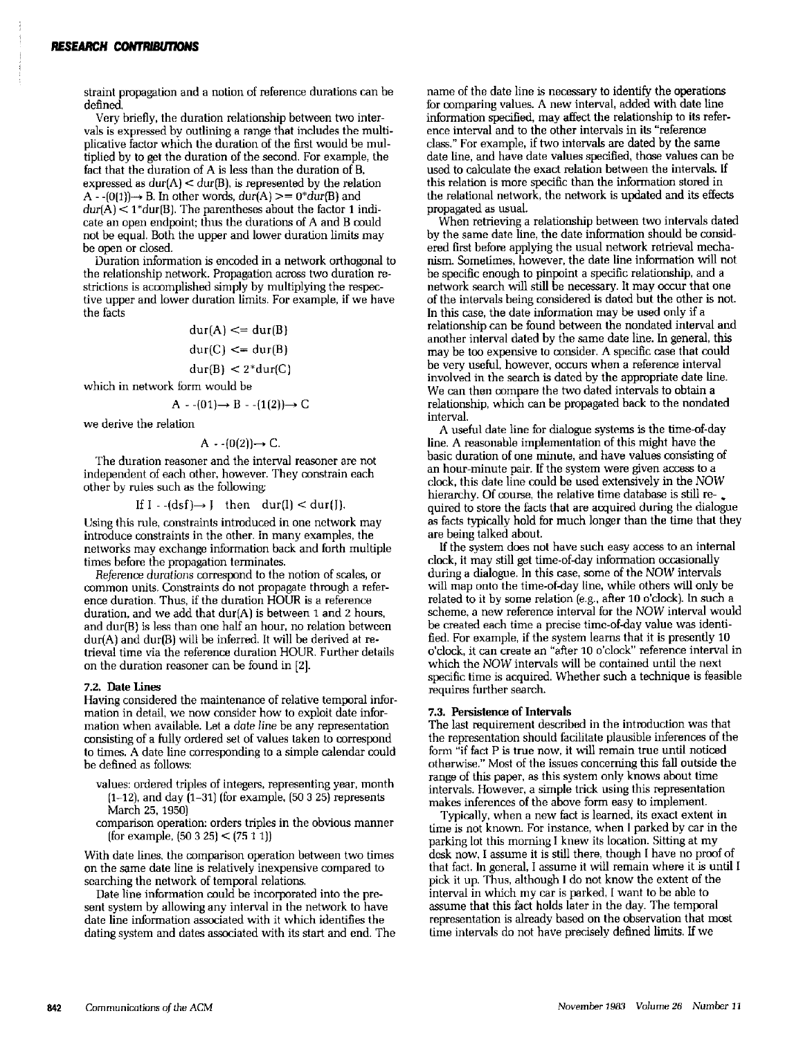straint propagation and a notion of reference durations can be defined.

Very briefly, the duration relationship between two intervals is expressed by outlining a range that includes the multiplicative factor which the duration of the first would be multiplied by to get the duration of the second. For example, the fact that the duration of A is less than the duration of B, expressed as $dur(A) < dur(B)$, is represented by the relation A - -(0(1))→ B. In other words, $dur(A) >= 0^*dur(B)$ and $dur(A) < 1^*dur(B)$. The parentheses about the factor 1 indicate an open endpoint; thus the durations of A and B could not be equal. Both the upper and lower duration limits may be open or closed.

Duration information is encoded in a network orthogonal to the relationship network. Propagation across two duration restrictions is accomplished simply by multiplying the respective upper and lower duration limits. For example, if we have the facts

$$dur(A) <= dur(B)$$

$$dur(C) <= dur(B)$$

$$dur(B) < 2^*dur(C)$$

which in network form would be

A - -(01)→ B - -(1(2))→ C

we derive the relation

A - -(0(2))→ C.

The duration reasoner and the interval reasoner are not independent of each other, however. They constrain each other by rules such as the following:

If I - -(dsf)→ J then $dur(I) < dur(J)$.

Using this rule, constraints introduced in one network may introduce constraints in the other. In many examples, the networks may exchange information back and forth multiple times before the propagation terminates.

*Reference durations* correspond to the notion of scales, or common units. Constraints do not propagate through a reference duration. Thus, if the duration HOUR is a reference duration, and we add that dur(A) is between 1 and 2 hours, and dur(B) is less than one half an hour, no relation between dur(A) and dur(B) will be inferred. It will be derived at retrieval time via the reference duration HOUR. Further details on the duration reasoner can be found in [2].

### 7.2. Date Lines

Having considered the maintenance of relative temporal information in detail, we now consider how to exploit date information when available. Let a *date line* be any representation consisting of a fully ordered set of values taken to correspond to times. A date line corresponding to a simple calendar could be defined as follows:

values: ordered triples of integers, representing year, month (1–12), and day (1–31) (for example, (50 3 25) represents March 25, 1950)

comparison operation: orders triples in the obvious manner (for example, (50 3 25) < (75 1 1))

With date lines, the comparison operation between two times on the same date line is relatively inexpensive compared to searching the network of temporal relations.

Date line information could be incorporated into the present system by allowing any interval in the network to have date line information associated with it which identifies the dating system and dates associated with its start and end. The name of the date line is necessary to identify the operations for comparing values. A new interval, added with date line information specified, may affect the relationship to its reference interval and to the other intervals in its "reference class." For example, if two intervals are dated by the same date line, and have date values specified, those values can be used to calculate the exact relation between the intervals. If this relation is more specific than the information stored in the relational network, the network is updated and its effects propagated as usual.

When retrieving a relationship between two intervals dated by the same date line, the date information should be considered first before applying the usual network retrieval mechanism. Sometimes, however, the date line information will not be specific enough to pinpoint a specific relationship, and a network search will still be necessary. It may occur that one of the intervals being considered is dated but the other is not. In this case, the date information may be used only if a relationship can be found between the nondated interval and another interval dated by the same date line. In general, this may be too expensive to consider. A specific case that could be very useful, however, occurs when a reference interval involved in the search is dated by the appropriate date line. We can then compare the two dated intervals to obtain a relationship, which can be propagated back to the nondated interval.

A useful date line for dialogue systems is the time-of-day line. A reasonable implementation of this might have the basic duration of one minute, and have values consisting of an hour-minute pair. If the system were given access to a clock, this date line could be used extensively in the *NOW* hierarchy. Of course, the relative time database is still required to store the facts that are acquired during the dialogue as facts typically hold for much longer than the time that they are being talked about.

If the system does not have such easy access to an internal clock, it may still get time-of-day information occasionally during a dialogue. In this case, some of the *NOW* intervals will map onto the time-of-day line, while others will only be related to it by some relation (e.g., after 10 o'clock). In such a scheme, a new reference interval for the *NOW* interval would be created each time a precise time-of-day value was identified. For example, if the system learns that it is presently 10 o'clock, it can create an "after 10 o'clock" reference interval in which the *NOW* intervals will be contained until the next specific time is acquired. Whether such a technique is feasible requires further search.

### 7.3. Persistence of Intervals

The last requirement described in the introduction was that the representation should facilitate plausible inferences of the form "if fact P is true now, it will remain true until noticed otherwise." Most of the issues concerning this fall outside the range of this paper, as this system only knows about time intervals. However, a simple trick using this representation makes inferences of the above form easy to implement.

Typically, when a new fact is learned, its exact extent in time is not known. For instance, when I parked by car in the parking lot this morning I knew its location. Sitting at my desk now, I assume it is still there, though I have no proof of that fact. In general, I assume it will remain where it is until I pick it up. Thus, although I do not know the extent of the interval in which my car is parked, I want to be able to assume that this fact holds later in the day. The temporal representation is already based on the observation that most time intervals do not have precisely defined limits. If we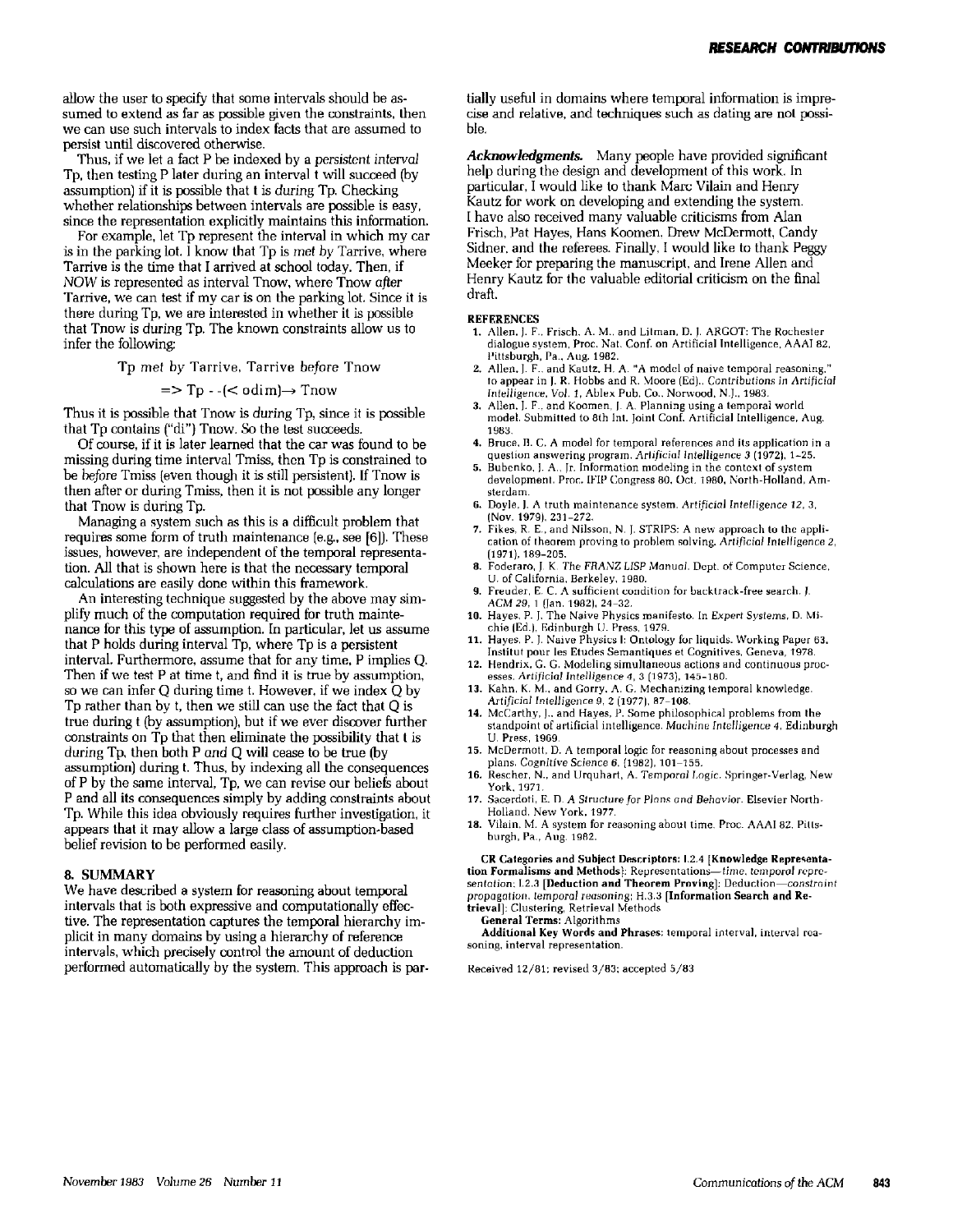allow the user to specify that some intervals should be assumed to extend as far as possible given the constraints, then we can use such intervals to index facts that are assumed to persist until discovered otherwise.

Thus, if we let a fact P be indexed by a *persistent interval* Tp, then testing P later during an interval t will succeed (by assumption) if it is possible that t is *during* Tp. Checking whether relationships between intervals are possible is easy, since the representation explicitly maintains this information.

For example, let Tp represent the interval in which my car is in the parking lot. I know that Tp is *met by* Tarrive, where Tarrive is the time that I arrived at school today. Then, if *NOW* is represented as interval Tnow, where Tnow *after* Tarrive, we can test if my car is on the parking lot. Since it is there during Tp, we are interested in whether it is possible that Tnow is during Tp. The known constraints allow us to infer the following:

$$\text{Tp } \textit{met by} \text{ Tarrive, Tarrive } \textit{before} \text{ Tnow}$$

$$\Rightarrow \text{Tp} \text{ - -(< odim)} \rightarrow \text{Tnow}$$

Thus it is possible that Tnow is *during* Tp, since it is possible that Tp contains ("di") Tnow. So the test succeeds.

Of course, if it is later learned that the car was found to be missing during time interval Tmiss, then Tp is constrained to be *before* Tmiss (even though it is still persistent). If Tnow is then after or during Tmiss, then it is not possible any longer that Tnow is during Tp.

Managing a system such as this is a difficult problem that requires some form of truth maintenance (e.g., see [6]). These issues, however, are independent of the temporal representation. All that is shown here is that the necessary temporal calculations are easily done within this framework.

An interesting technique suggested by the above may simplify much of the computation required for truth maintenance for this type of assumption. In particular, let us assume that P holds during interval Tp, where Tp is a persistent interval. Furthermore, assume that for any time, P implies Q. Then if we test P at time t, and find it is true by assumption, so we can infer Q during time t. However, if we index Q by Tp rather than by t, then we still can use the fact that Q is true during t (by assumption), but if we ever discover further constraints on Tp that then eliminate the possibility that t is *during* Tp, then both P *and* Q will cease to be true (by assumption) during t. Thus, by indexing all the consequences of P by the same interval, Tp, we can revise our beliefs about P and all its consequences simply by adding constraints about Tp. While this idea obviously requires further investigation, it appears that it may allow a large class of assumption-based belief revision to be performed easily.

## 8. SUMMARY

We have described a system for reasoning about temporal intervals that is both expressive and computationally effective. The representation captures the temporal hierarchy implicit in many domains by using a hierarchy of reference intervals, which precisely control the amount of deduction performed automatically by the system. This approach is partially useful in domains where temporal information is imprecise and relative, and techniques such as dating are not possible.

***Acknowledgments.*** Many people have provided significant help during the design and development of this work. In particular, I would like to thank Marc Vilain and Henry Kautz for work on developing and extending the system. I have also received many valuable criticisms from Alan Frisch, Pat Hayes, Hans Koomen, Drew McDermott, Candy Sidner, and the referees. Finally, I would like to thank Peggy Meeker for preparing the manuscript, and Irene Allen and Henry Kautz for the valuable editorial criticism on the final draft.

**REFERENCES**

1. Allen, J. F., Frisch, A. M., and Litman, D. J. ARGOT: The Rochester dialogue system. Proc. Nat. Conf. on Artificial Intelligence, AAAI 82, Pittsburgh, Pa., Aug. 1982.
2. Allen, J. F. and Kautz, H. A. "A model of naive temporal reasoning," to appear in J. R. Hobbs and R. Moore (Ed)., *Contributions in Artificial Intelligence, Vol. 1*, Ablex Pub. Co., Norwood, N.J., 1983.
3. Allen, J. F., and Koomen, J. A. Planning using a temporal world model. Submitted to 8th Int. Joint Conf. Artificial Intelligence, Aug. 1983.
4. Bruce, B. C. A model for temporal references and its application in a question answering program. *Artificial Intelligence 3* (1972), 1–25.
5. Bubenko, J. A., Jr. Information modeling in the context of system development. Proc. IFIP Congress 80, Oct. 1980, North-Holland, Amsterdam.
6. Doyle, J. A truth maintenance system. *Artificial Intelligence 12*, 3, (Nov. 1979), 231–272.
7. Fikes, R. E., and Nilsson, N. J. STRIPS: A new approach to the application of theorem proving to problem solving. *Artificial Intelligence 2*, (1971), 189–205.
8. Foderaro, J. K. *The FRANZ LISP Manual*. Dept. of Computer Science, U. of California, Berkeley, 1980.
9. Freuder, E. C. A sufficient condition for backtrack-free search. *J. ACM 29*, 1 (Jan. 1982), 24–32.
10. Hayes, P. J. The Naive Physics manifesto. In *Expert Systems*, D. Michie (Ed.), Edinburgh U. Press, 1979.
11. Hayes, P. J. Naive Physics I: Ontology for liquids. Working Paper 63, Institut pour les Etudes Semantiques et Cognitives, Geneva, 1978.
12. Hendrix, G. G. Modeling simultaneous actions and continuous processes. *Artificial Intelligence 4*, 3 (1973), 145–180.
13. Kahn, K. M., and Gorry, A. G. Mechanizing temporal knowledge. *Artificial Intelligence 9*, 2 (1977), 87–108.
14. McCarthy, J., and Hayes, P. Some philosophical problems from the standpoint of artificial intelligence. *Machine Intelligence 4*, Edinburgh U. Press, 1969.
15. McDermott, D. A temporal logic for reasoning about processes and plans. *Cognitive Science 6*, (1982), 101–155.
16. Rescher, N., and Urquhart, A. *Temporal Logic*. Springer-Verlag, New York, 1971.
17. Sacerdoti, E. D. *A Structure for Plans and Behavior*. Elsevier North-Holland, New York, 1977.
18. Vilain, M. A system for reasoning about time. Proc. AAAI 82, Pittsburgh, Pa., Aug. 1982.

**CR Categories and Subject Descriptors:** I.2.4 [**Knowledge Representation Formalisms and Methods**]: Representations—*time, temporal representation*; I.2.3 [**Deduction and Theorem Proving**]: Deduction—*constraint propagation, temporal reasoning*; H.3.3 [**Information Search and Retrieval**]: Clustering, Retrieval Methods

**General Terms:** Algorithms

**Additional Key Words and Phrases:** temporal interval, interval reasoning, interval representation.

Received 12/81; revised 3/83; accepted 5/83